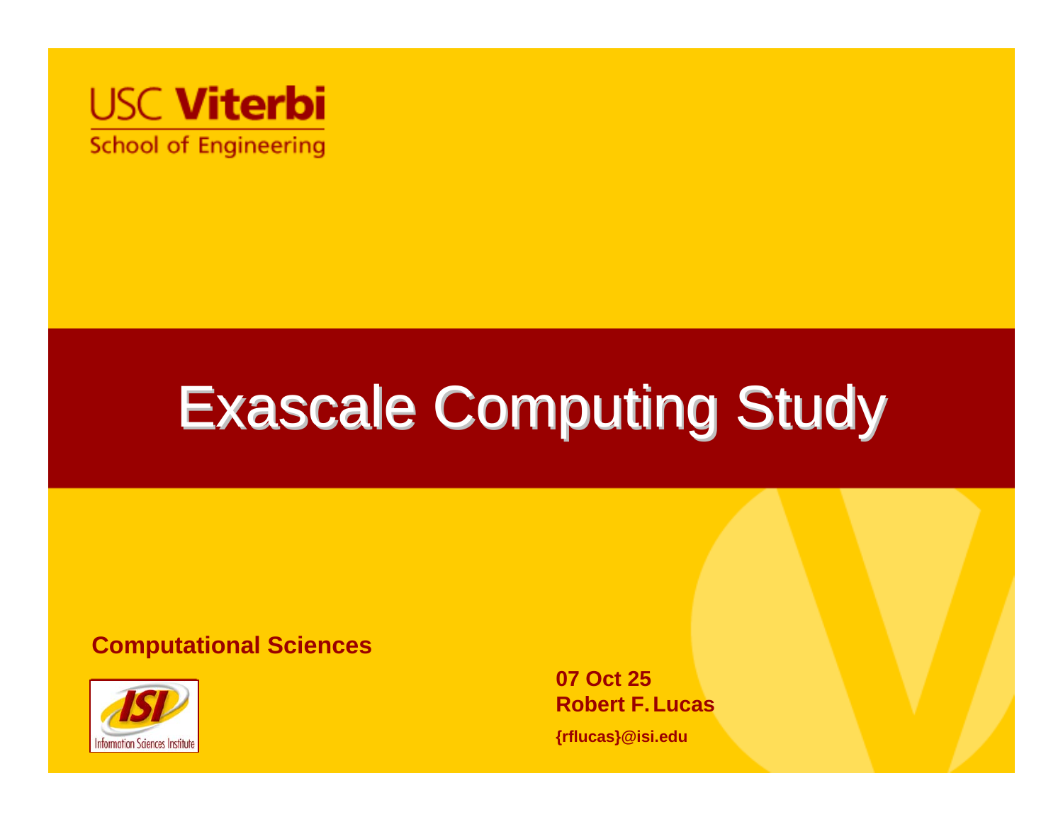USC Viterbi
School of Engineering

# Exascale Computing Study

**Computational Sciences**

Information Sciences Institute

**07 Oct 25**
**Robert F. Lucas**
**{rflucas}@isi.edu**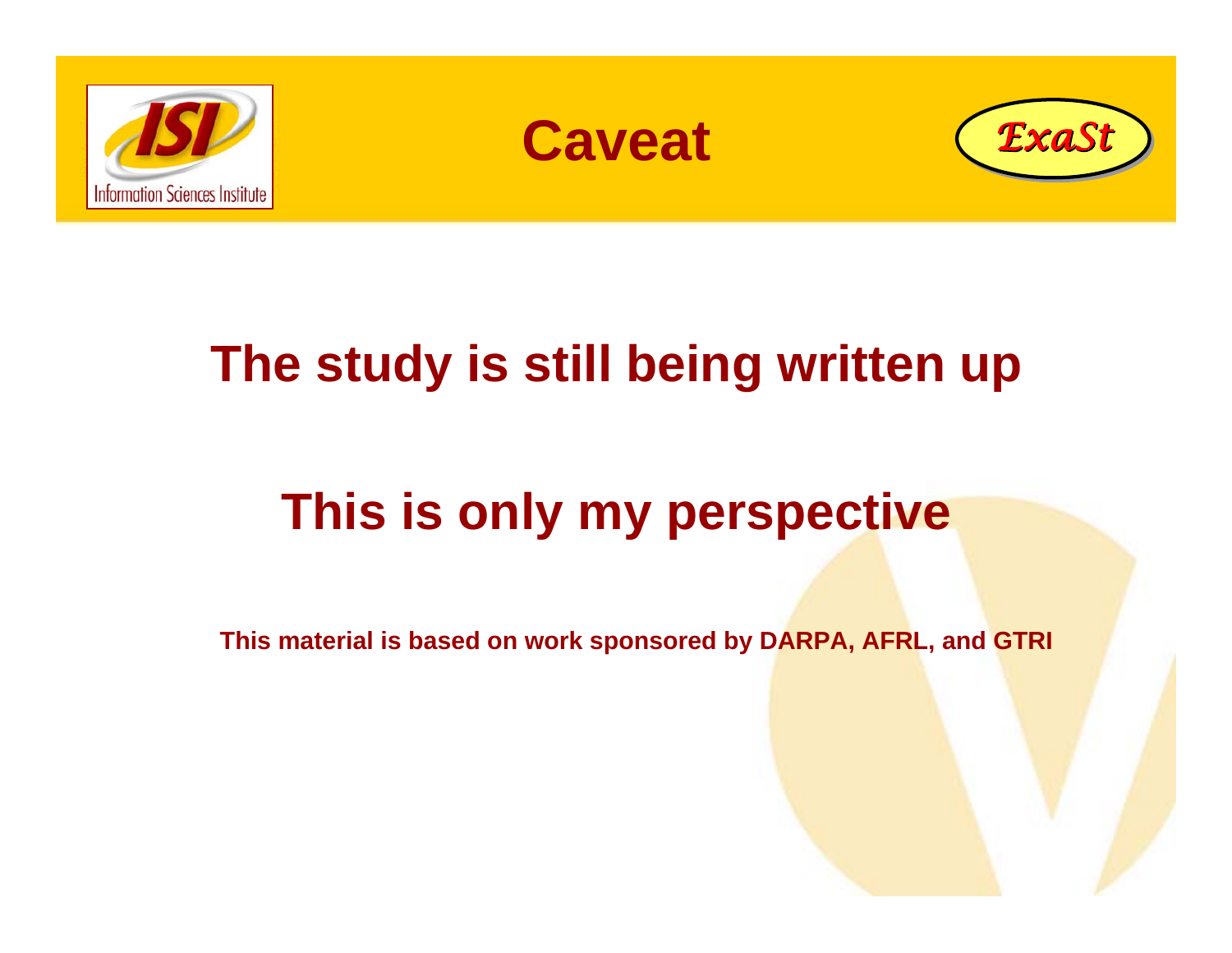# Caveat

## The study is still being written up

## This is only my perspective

**This material is based on work sponsored by DARPA, AFRL, and GTRI**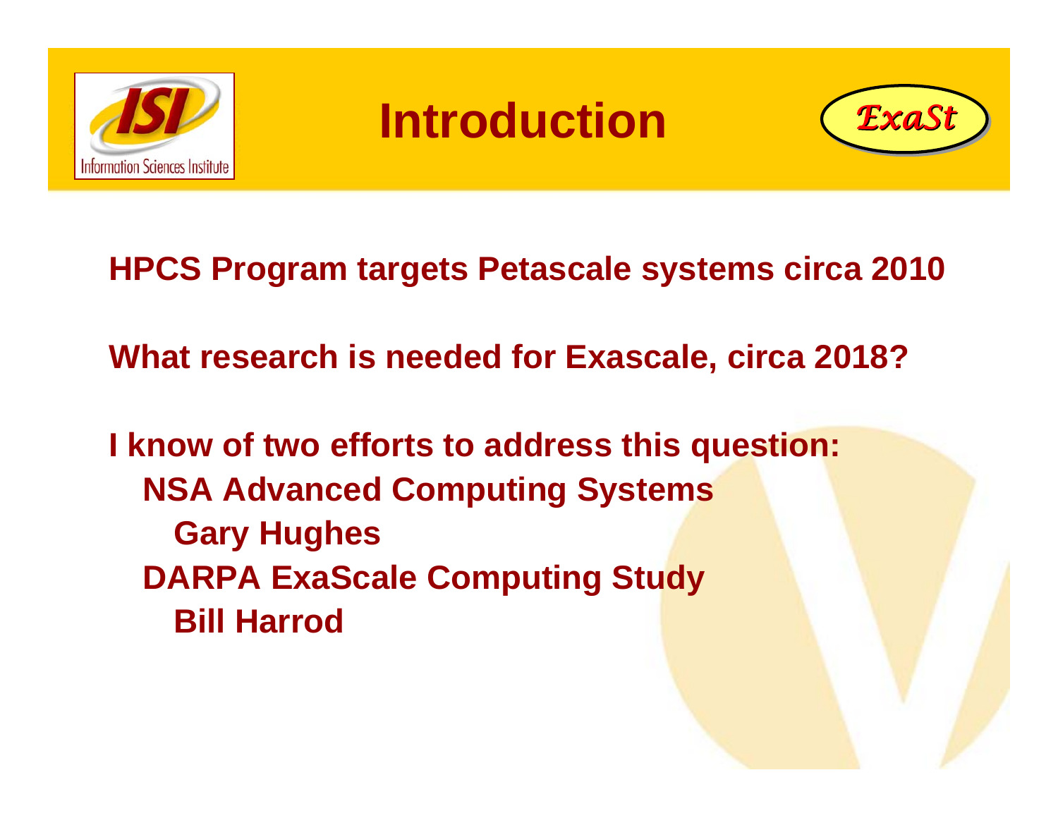# Introduction

**HPCS Program targets Petascale systems circa 2010**

**What research is needed for Exascale, circa 2018?**

**I know of two efforts to address this question:**

- **NSA Advanced Computing Systems**
  - **Gary Hughes**
- **DARPA ExaScale Computing Study**
  - **Bill Harrod**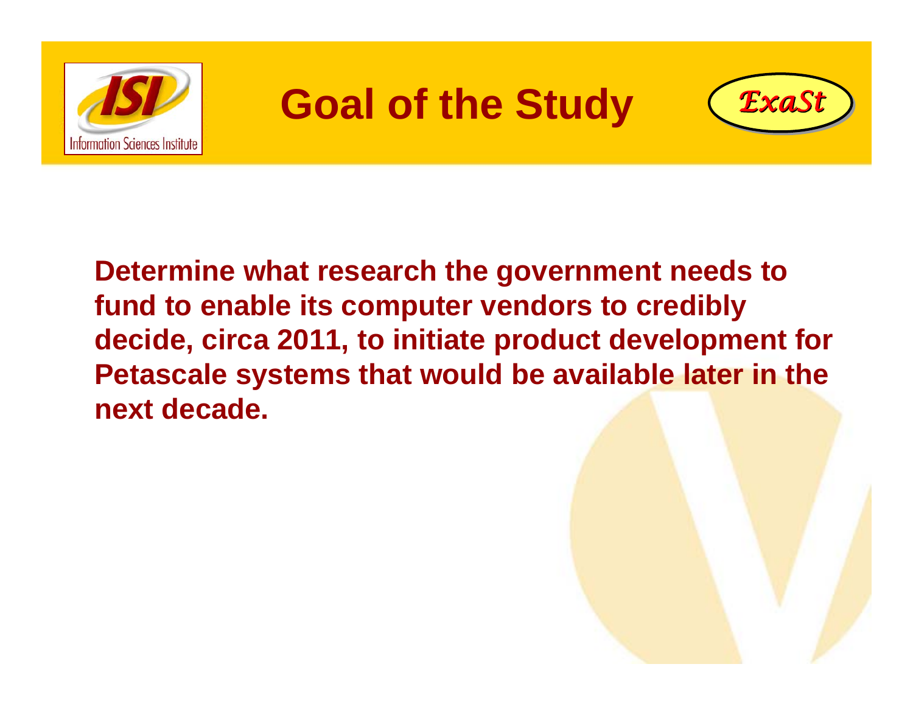# Goal of the Study

**Determine what research the government needs to fund to enable its computer vendors to credibly decide, circa 2011, to initiate product development for Petascale systems that would be available later in the next decade.**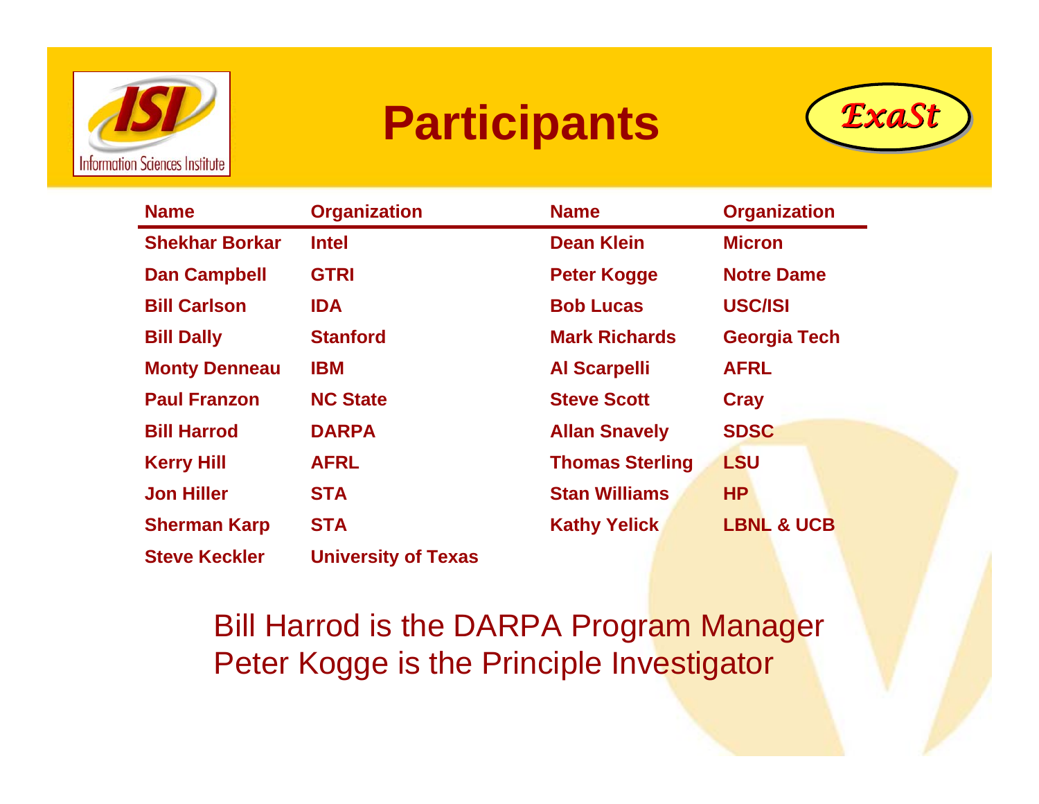# Participants

| Name | Organization | Name | Organization |
| --- | --- | --- | --- |
| Shekhar Borkar | Intel | Dean Klein | Micron |
| Dan Campbell | GTRI | Peter Kogge | Notre Dame |
| Bill Carlson | IDA | Bob Lucas | USC/ISI |
| Bill Dally | Stanford | Mark Richards | Georgia Tech |
| Monty Denneau | IBM | Al Scarpelli | AFRL |
| Paul Franzon | NC State | Steve Scott | Cray |
| Bill Harrod | DARPA | Allan Snavely | SDSC |
| Kerry Hill | AFRL | Thomas Sterling | LSU |
| Jon Hiller | STA | Stan Williams | HP |
| Sherman Karp | STA | Kathy Yelick | LBNL & UCB |
| Steve Keckler | University of Texas | | |

Bill Harrod is the DARPA Program Manager
Peter Kogge is the Principle Investigator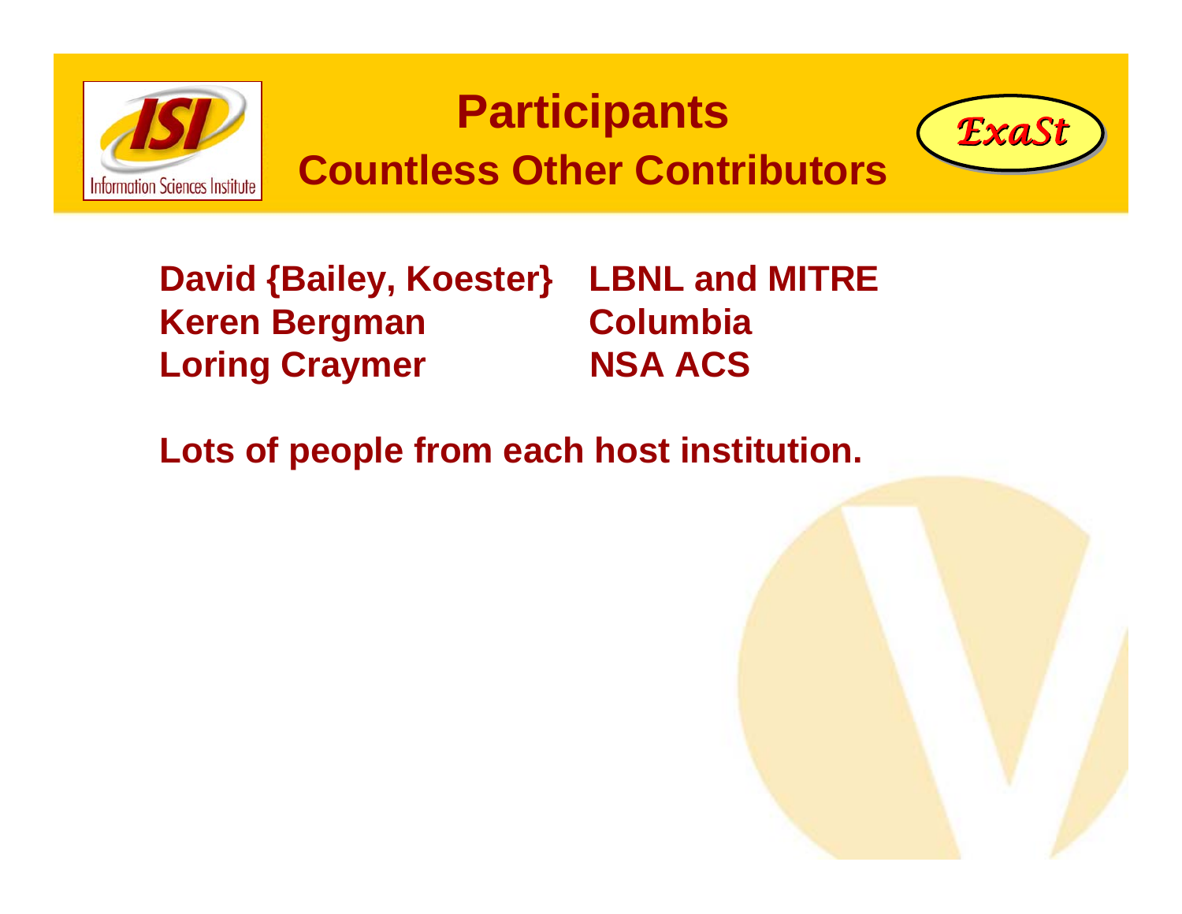# Participants

## Countless Other Contributors

| | |
|---|---|
| David {Bailey, Koester} | LBNL and MITRE |
| Keren Bergman | Columbia |
| Loring Craymer | NSA ACS |

Lots of people from each host institution.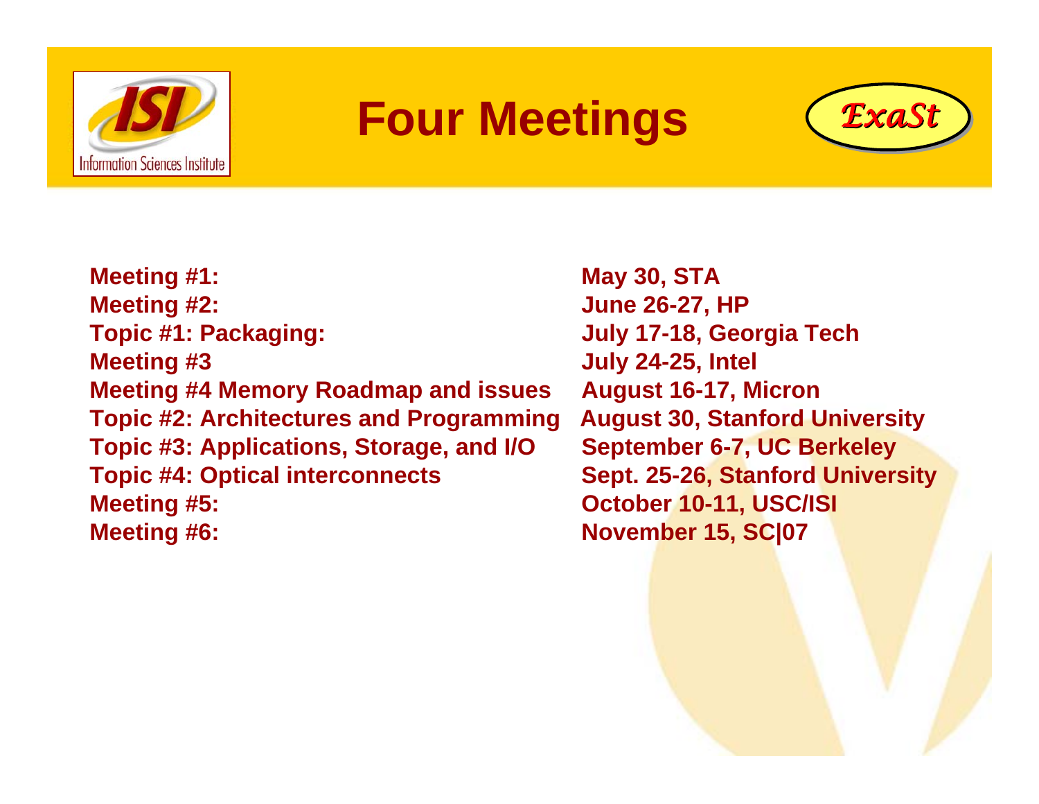# Four Meetings

| | |
|---|---|
| **Meeting #1:** | **May 30, STA** |
| **Meeting #2:** | **June 26-27, HP** |
| **Topic #1: Packaging:** | **July 17-18, Georgia Tech** |
| **Meeting #3** | **July 24-25, Intel** |
| **Meeting #4 Memory Roadmap and issues** | **August 16-17, Micron** |
| **Topic #2: Architectures and Programming** | **August 30, Stanford University** |
| **Topic #3: Applications, Storage, and I/O** | **September 6-7, UC Berkeley** |
| **Topic #4: Optical interconnects** | **Sept. 25-26, Stanford University** |
| **Meeting #5:** | **October 10-11, USC/ISI** |
| **Meeting #6:** | **November 15, SC\|07** |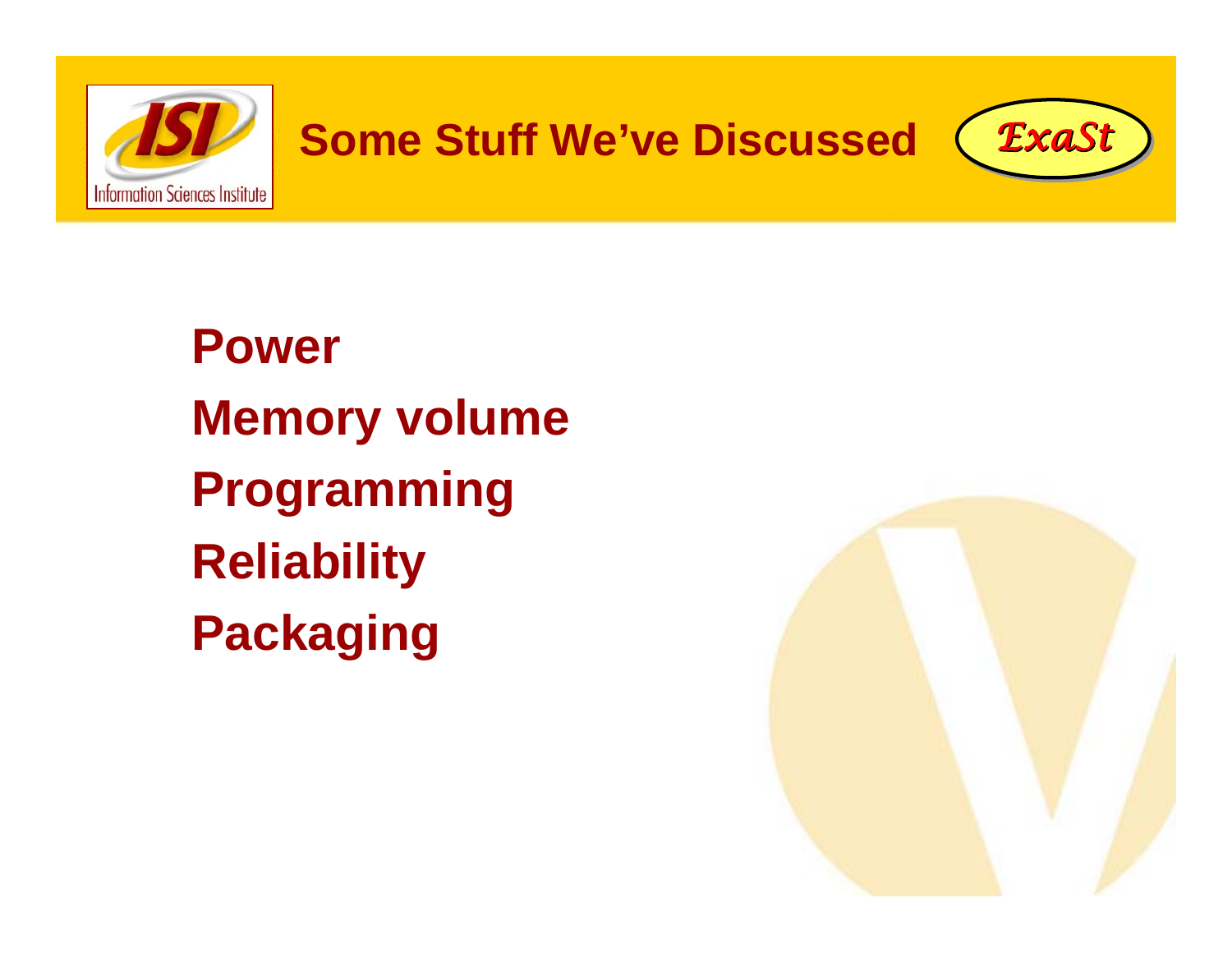# Some Stuff We've Discussed

- Power
- Memory volume
- Programming
- Reliability
- Packaging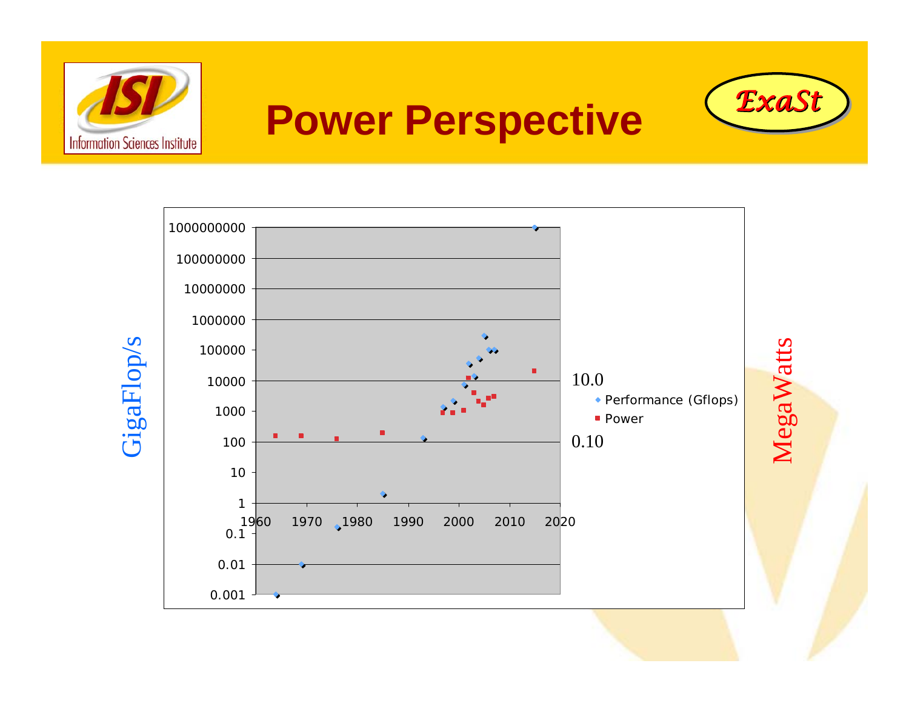# Power Perspective

GigaFlop/s

| Performance (Gflops) axis |
|---|
| 1000000000 |
| 100000000 |
| 10000000 |
| 1000000 |
| 100000 |
| 10000 |
| 1000 |
| 100 |
| 10 |
| 1 |
| 0.1 |
| 0.01 |
| 0.001 |

1960 1970 1980 1990 2000 2010 2020

10.0

0.10

- Performance (Gflops)
- Power

MegaWatts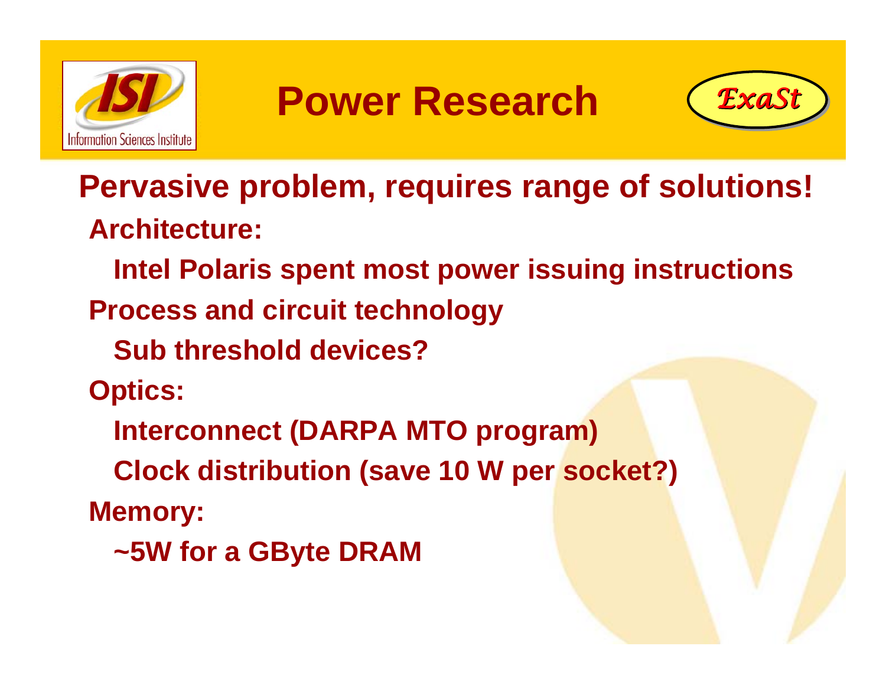# Power Research

**Pervasive problem, requires range of solutions!**

- **Architecture:**
  - **Intel Polaris spent most power issuing instructions**
- **Process and circuit technology**
  - **Sub threshold devices?**
- **Optics:**
  - **Interconnect (DARPA MTO program)**
  - **Clock distribution (save 10 W per socket?)**
- **Memory:**
  - **~5W for a GByte DRAM**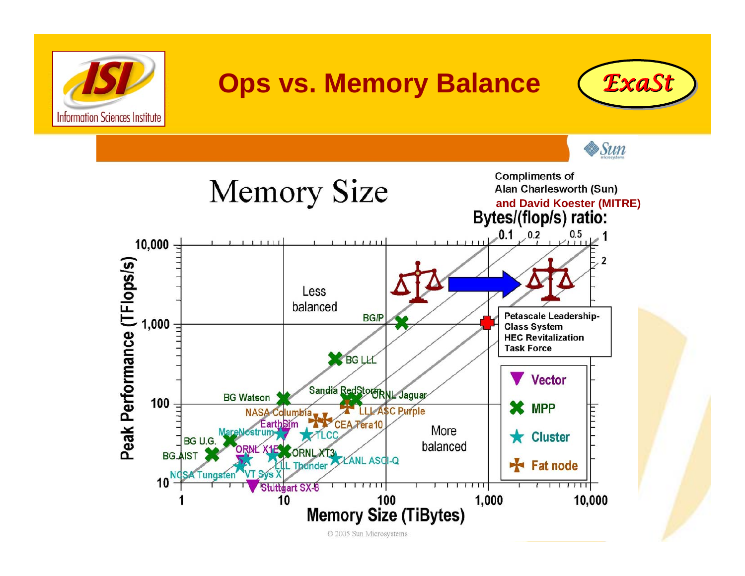# Ops vs. Memory Balance

## Memory Size

Compliments of
Alan Charlesworth (Sun)
and David Koester (MITRE)

Bytes/(flop/s) ratio: 0.1, 0.2, 0.5, 1, 2

Peak Performance (TFlops/s) vs. Memory Size (TiBytes)

Less balanced

More balanced

BG/P, BG LLL, BG Watson, Sandia RedStorm, ORNL Jaguar, NASA Columbia, LLL ASC Purple, EarthSim, CEA Tera10, MareNostrum, TLCC, BG U.G., ORNL X1E, ORNL XT3, LANL ASCI-Q, BG AIST, LLL Thunder, NCSA Tungsten, VT Sys X, Stuttgart SX-8

Petascale Leadership-Class System
HEC Revitalization Task Force

Vector

MPP

Cluster

Fat node

© 2005 Sun Microsystems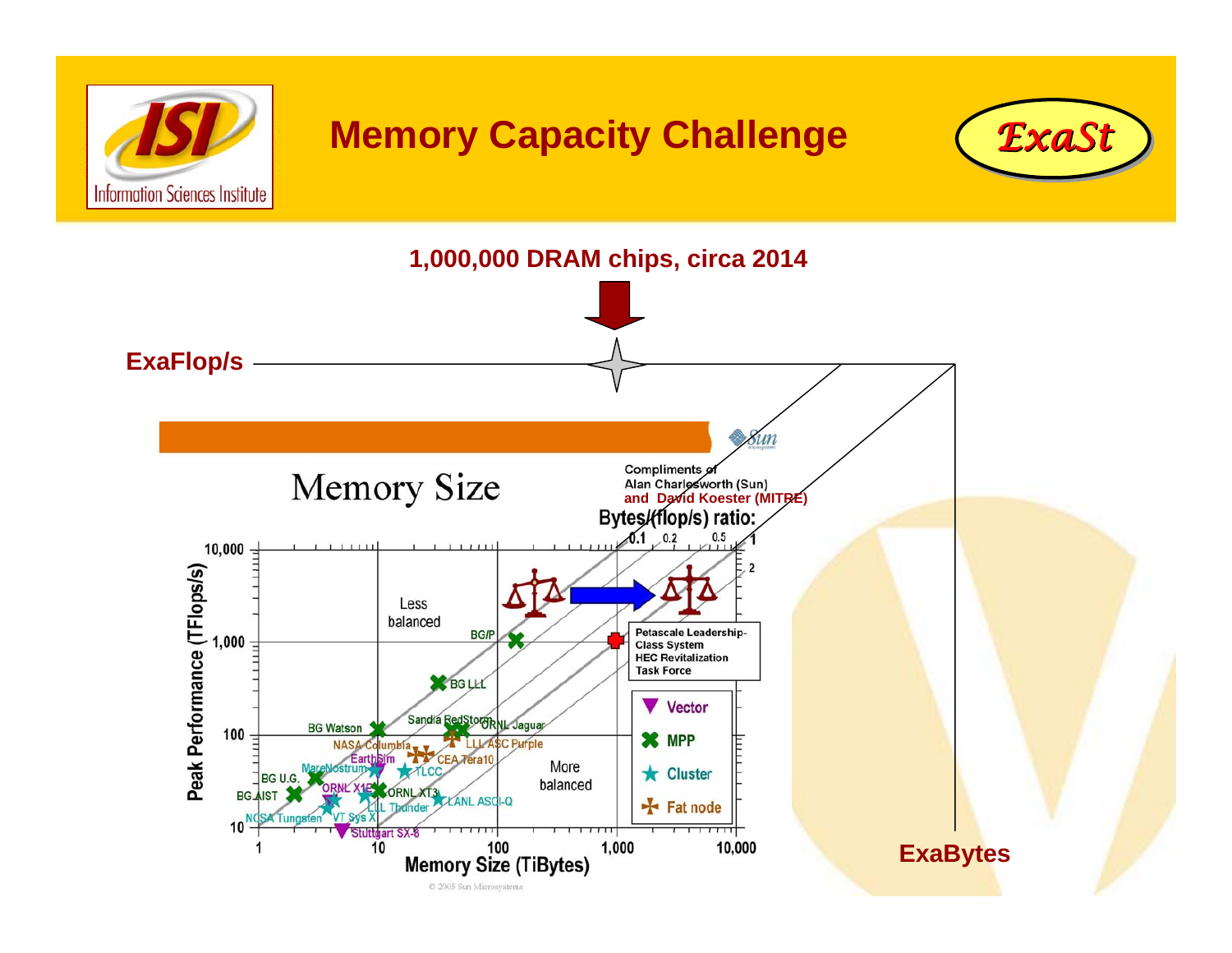# Memory Capacity Challenge

**1,000,000 DRAM chips, circa 2014**

**ExaFlop/s**

**ExaBytes**

Memory Size

Compliments of Alan Charlesworth (Sun) and David Koester (MITRE)

Bytes/(flop/s) ratio: 0.1, 0.2, 0.5, 1, 2

Peak Performance (TFlops/s)

Memory Size (TiBytes)

Less balanced

More balanced

Petascale Leadership-Class System HEC Revitalization Task Force

Vector

MPP

Cluster

Fat node

BG/P, BG LLL, BG Watson, Sandia RedStorm, ORNL Jaguar, LLL ASC Purple, NASA Columbia, EarthSim, CEA Tera10, MareNostrum, TLCC, BG U.G., ORNL X1E, ORNL XT3, BG AIST, LLL Thunder, LANL ASCI-Q, NCSA Tungsten, VT Sys X, Stuttgart SX-8

© 2005 Sun Microsystems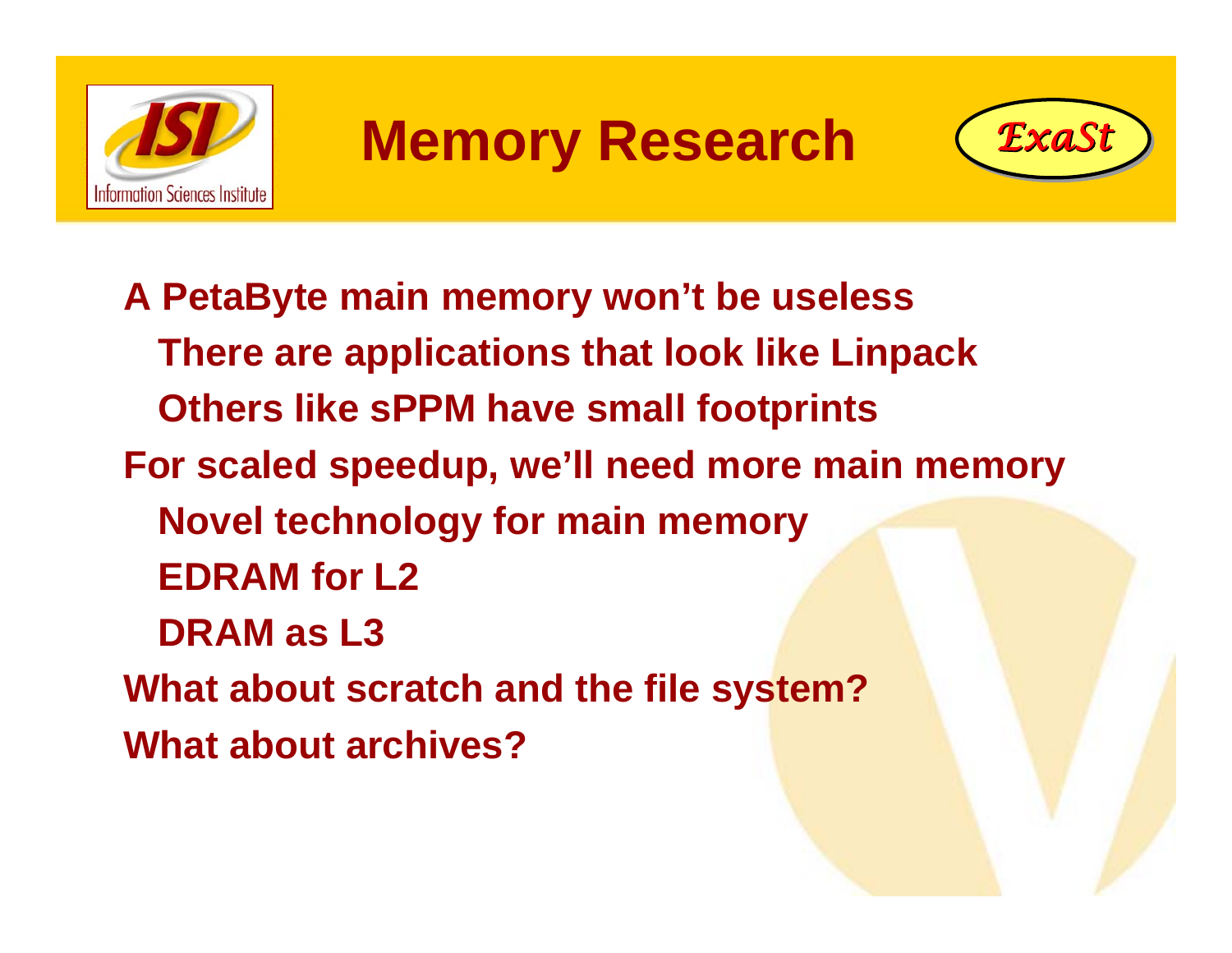# Memory Research

- A PetaByte main memory won't be useless
  - There are applications that look like Linpack
  - Others like sPPM have small footprints
- For scaled speedup, we'll need more main memory
  - Novel technology for main memory
  - EDRAM for L2
  - DRAM as L3
- What about scratch and the file system?
- What about archives?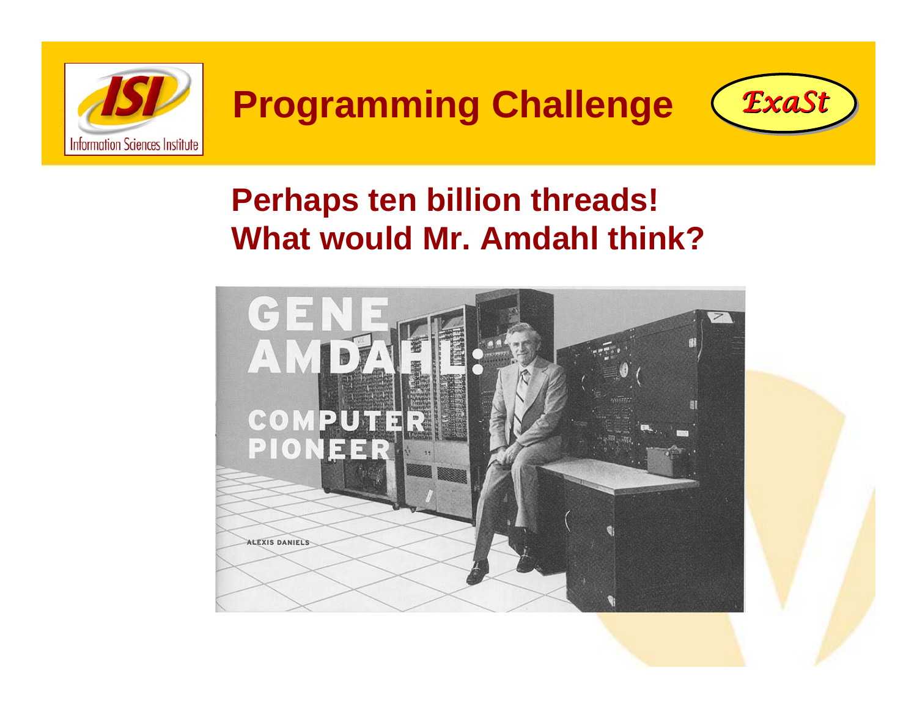# Programming Challenge

**Perhaps ten billion threads!**
**What would Mr. Amdahl think?**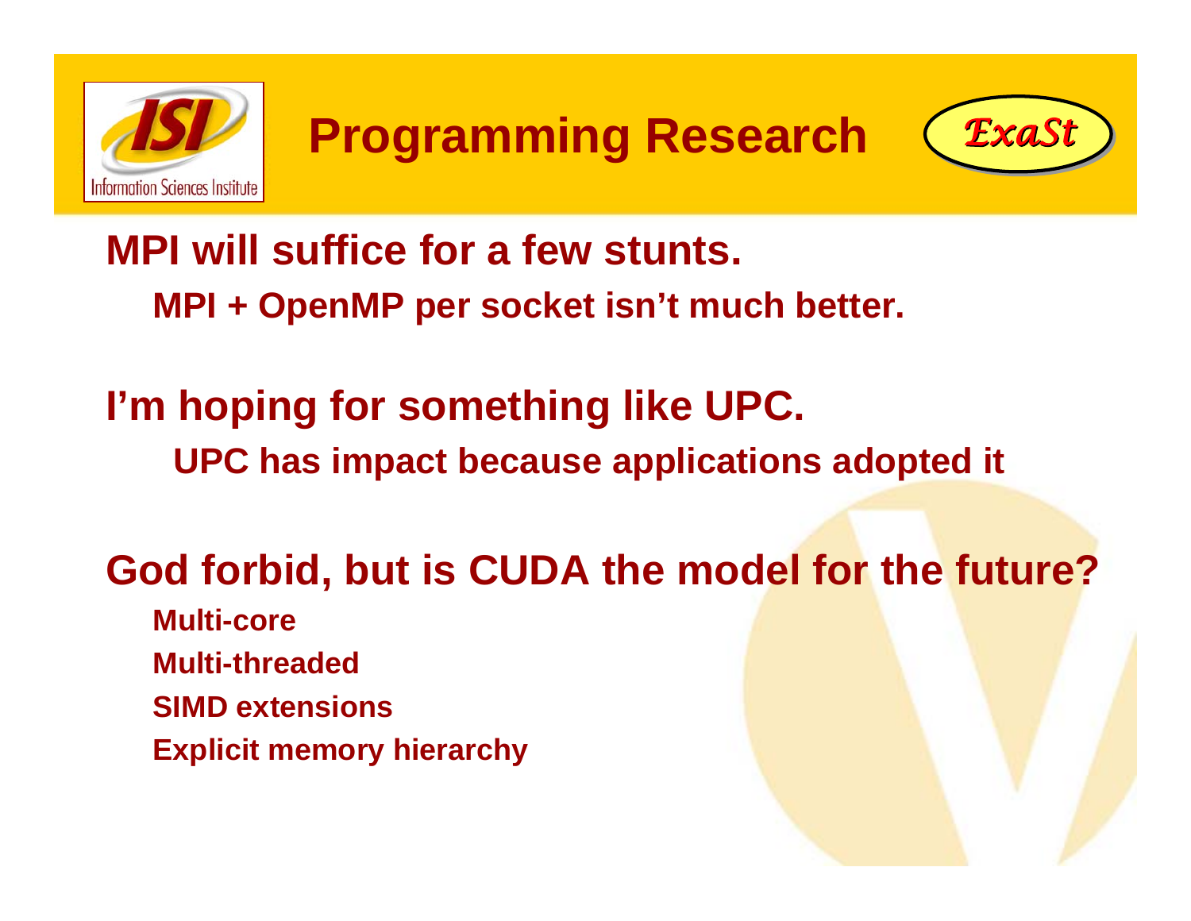# Programming Research

## MPI will suffice for a few stunts.

- MPI + OpenMP per socket isn't much better.

## I'm hoping for something like UPC.

- UPC has impact because applications adopted it

## God forbid, but is CUDA the model for the future?

- Multi-core
- Multi-threaded
- SIMD extensions
- Explicit memory hierarchy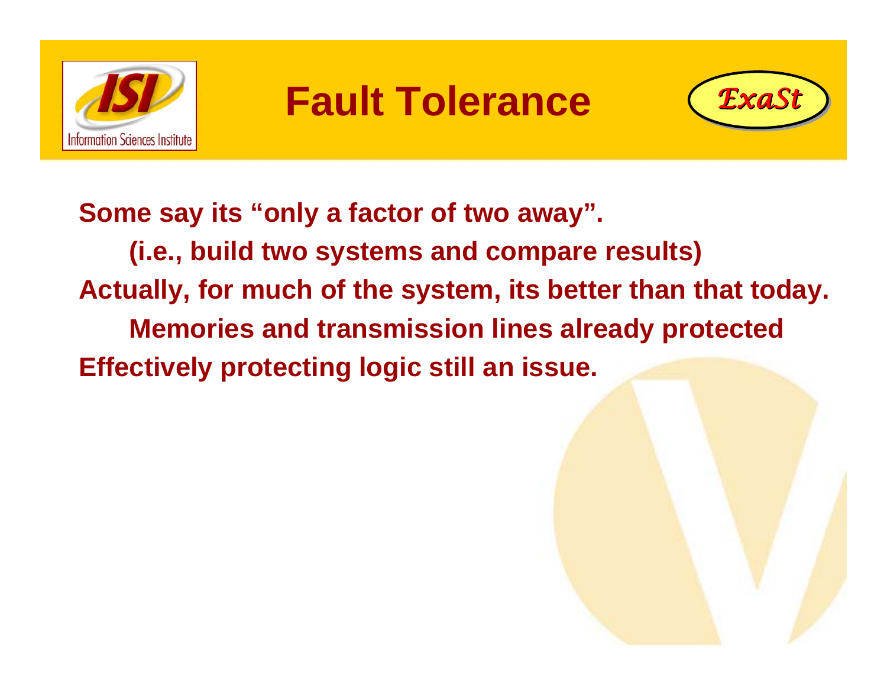# Fault Tolerance

Some say its “only a factor of two away”.

- (i.e., build two systems and compare results)

Actually, for much of the system, its better than that today.

- Memories and transmission lines already protected

Effectively protecting logic still an issue.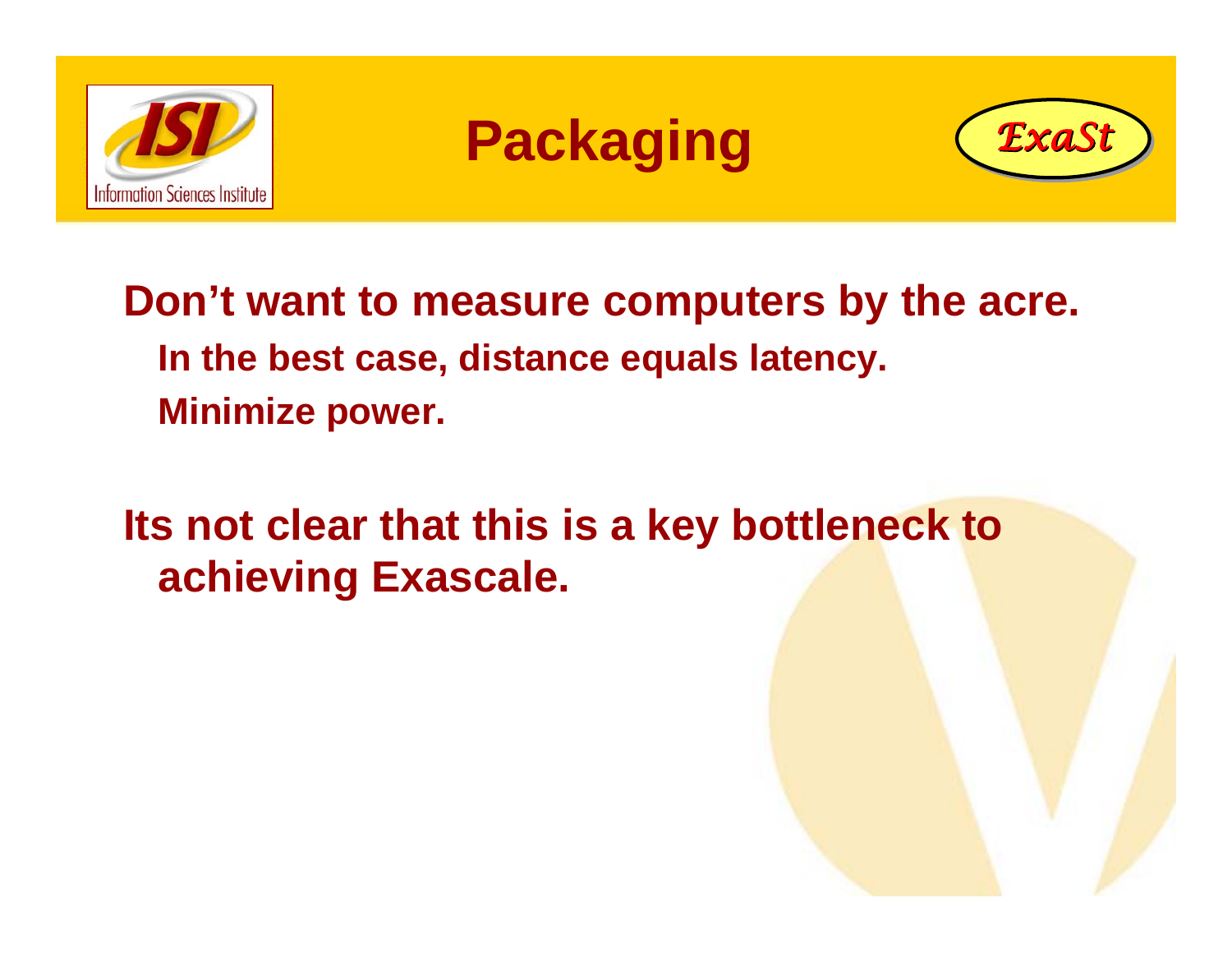# Packaging

**Don't want to measure computers by the acre.**

- **In the best case, distance equals latency.**
- **Minimize power.**

**Its not clear that this is a key bottleneck to achieving Exascale.**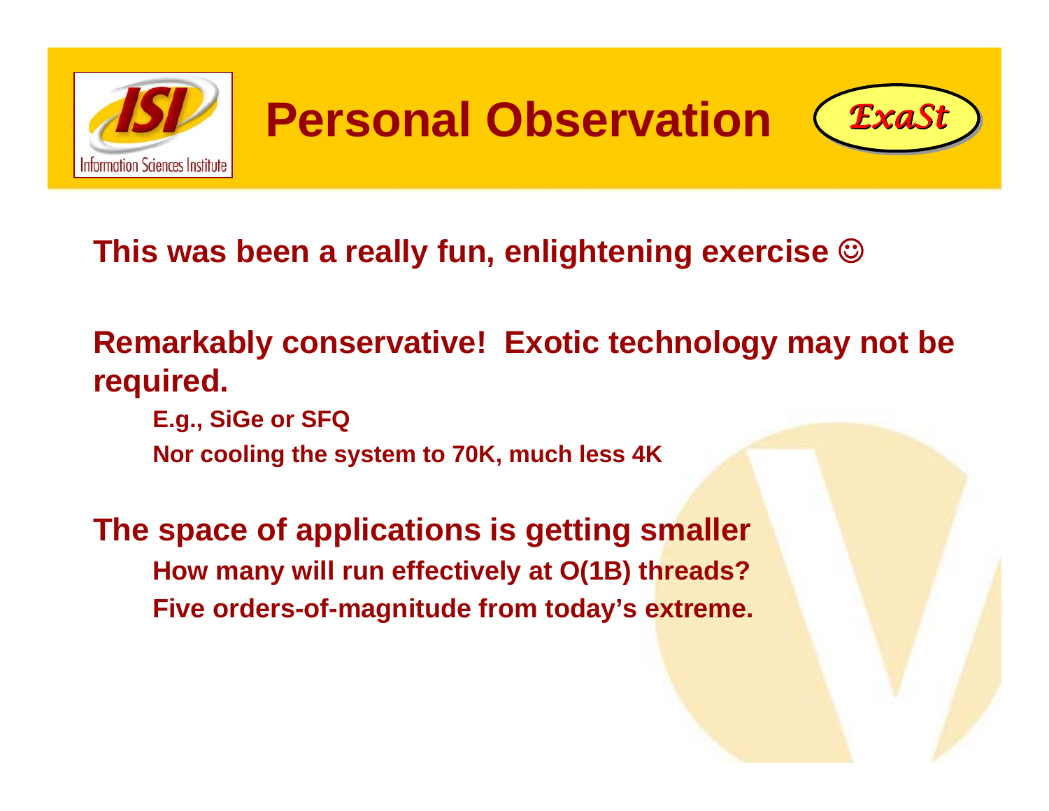# Personal Observation

**This was been a really fun, enlightening exercise ☺**

**Remarkably conservative! Exotic technology may not be required.**

- **E.g., SiGe or SFQ**
- **Nor cooling the system to 70K, much less 4K**

**The space of applications is getting smaller**

- **How many will run effectively at O(1B) threads?**
- **Five orders-of-magnitude from today's extreme.**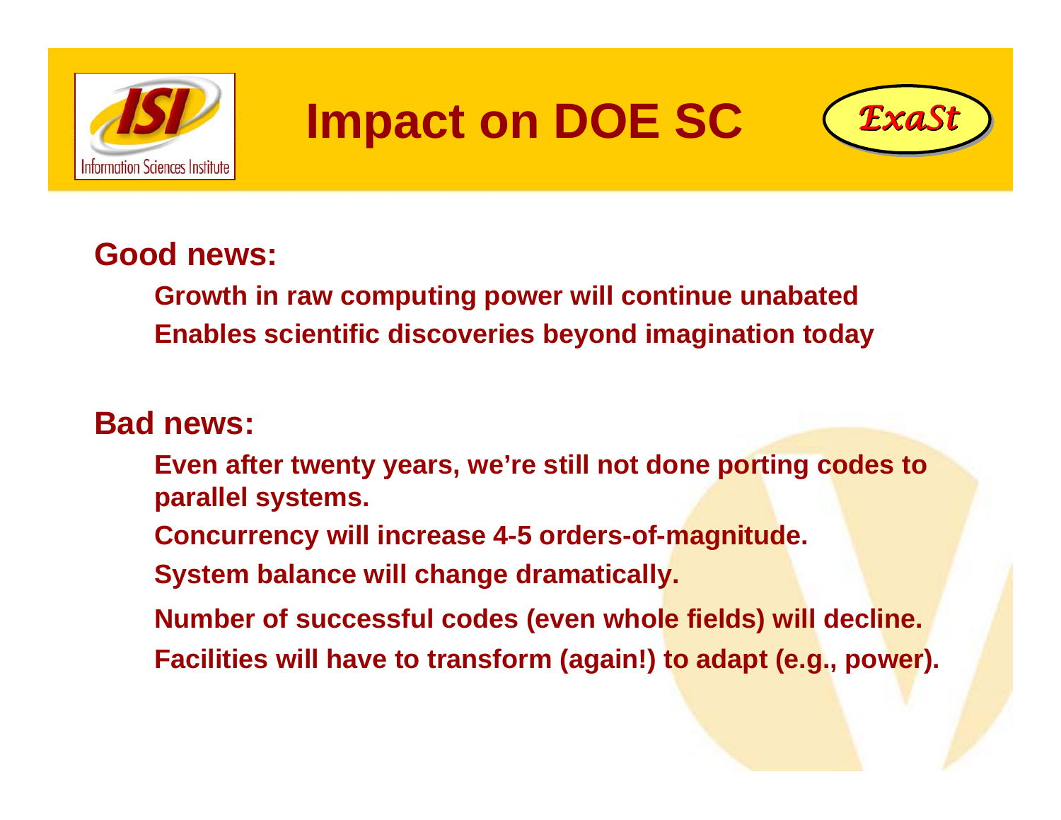# Impact on DOE SC

**Good news:**

- Growth in raw computing power will continue unabated
- Enables scientific discoveries beyond imagination today

**Bad news:**

- Even after twenty years, we're still not done porting codes to parallel systems.
- Concurrency will increase 4-5 orders-of-magnitude.
- System balance will change dramatically.
- Number of successful codes (even whole fields) will decline.
- Facilities will have to transform (again!) to adapt (e.g., power).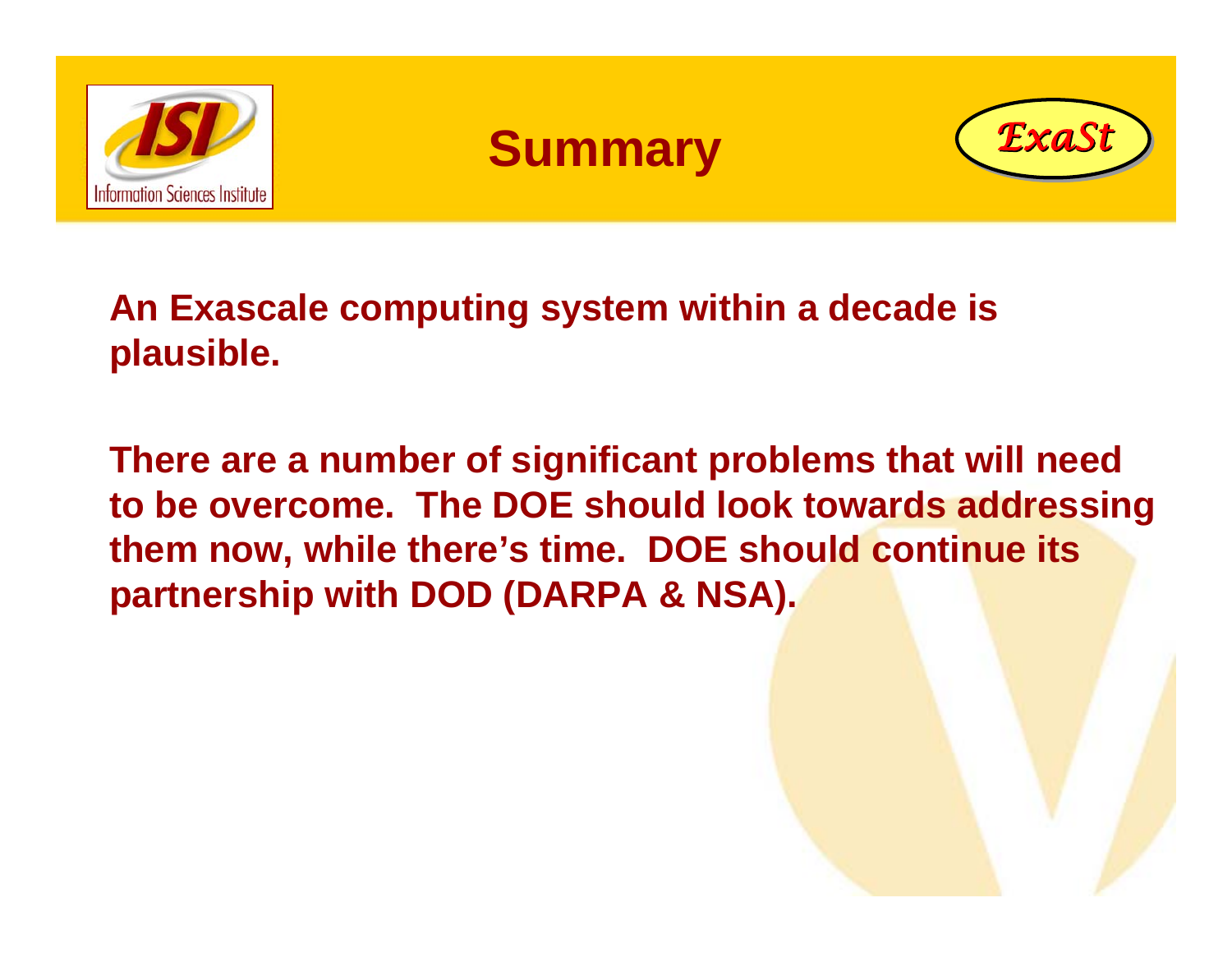# Summary

**An Exascale computing system within a decade is plausible.**

**There are a number of significant problems that will need to be overcome. The DOE should look towards addressing them now, while there's time. DOE should continue its partnership with DOD (DARPA & NSA).**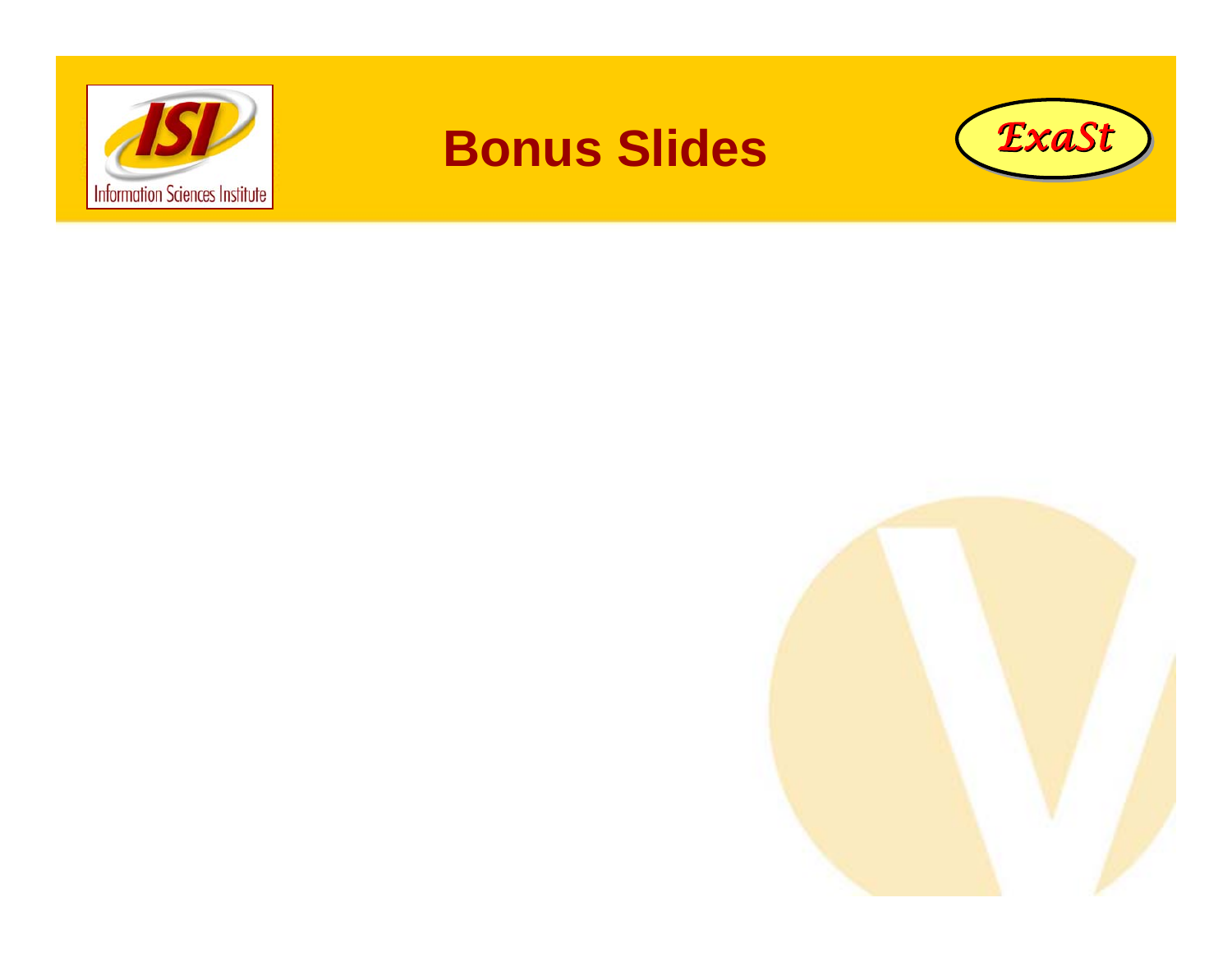# Bonus Slides